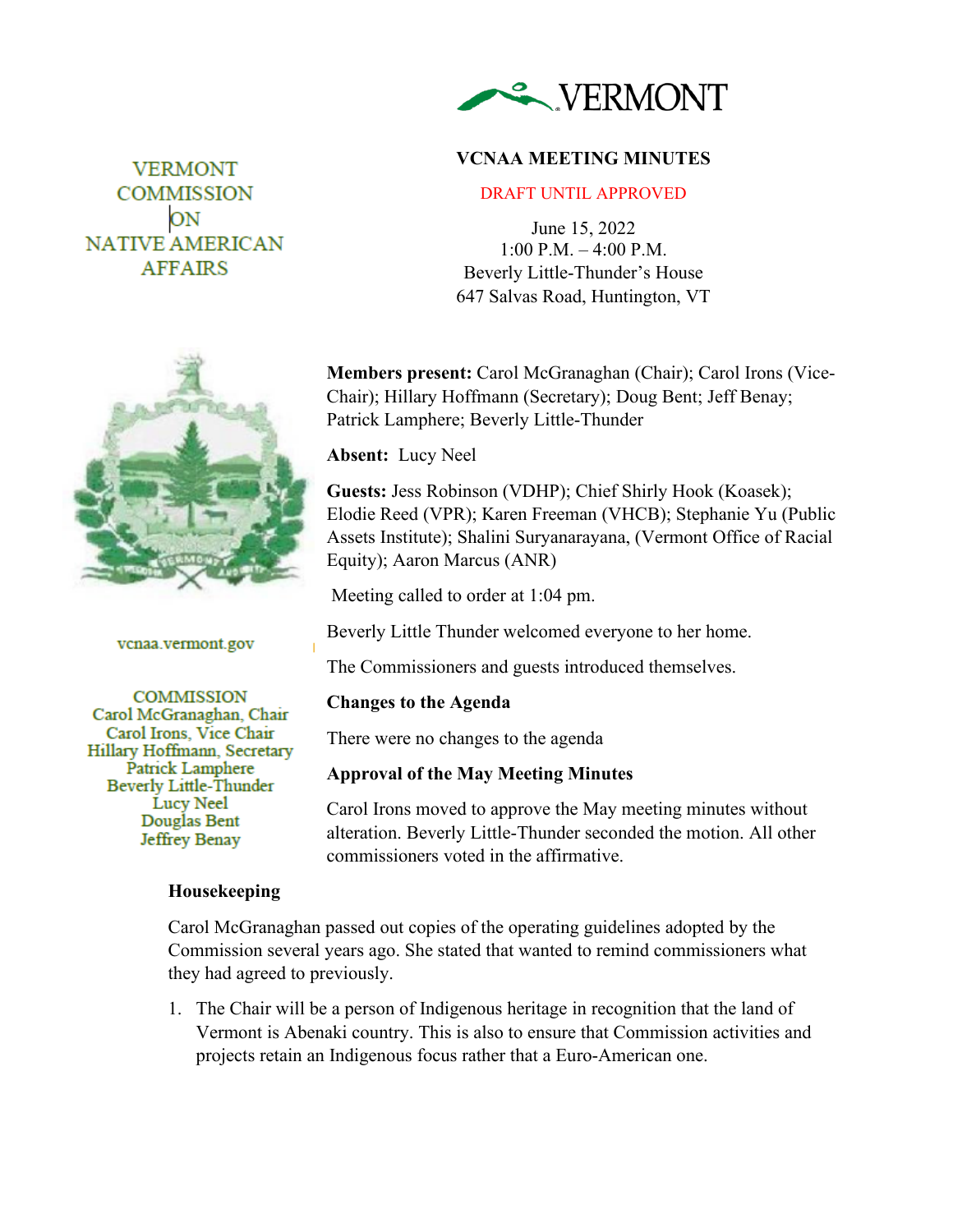VERMONT COMMISSION ON NATIVE AMERICAN AFFAIRS

vcnaa.vermont.gov

COMMISSION
Carol McGranaghan, Chair
Carol Irons, Vice Chair
Hillary Hoffmann, Secretary
Patrick Lamphere
Beverly Little-Thunder
Lucy Neel
Douglas Bent
Jeffrey Benay

# VCNAA MEETING MINUTES

DRAFT UNTIL APPROVED

June 15, 2022
1:00 P.M. – 4:00 P.M.
Beverly Little-Thunder's House
647 Salvas Road, Huntington, VT

**Members present:** Carol McGranaghan (Chair); Carol Irons (Vice-Chair); Hillary Hoffmann (Secretary); Doug Bent; Jeff Benay; Patrick Lamphere; Beverly Little-Thunder

**Absent:** Lucy Neel

**Guests:** Jess Robinson (VDHP); Chief Shirly Hook (Koasek); Elodie Reed (VPR); Karen Freeman (VHCB); Stephanie Yu (Public Assets Institute); Shalini Suryanarayana, (Vermont Office of Racial Equity); Aaron Marcus (ANR)

Meeting called to order at 1:04 pm.

Beverly Little Thunder welcomed everyone to her home.

The Commissioners and guests introduced themselves.

**Changes to the Agenda**

There were no changes to the agenda

**Approval of the May Meeting Minutes**

Carol Irons moved to approve the May meeting minutes without alteration. Beverly Little-Thunder seconded the motion. All other commissioners voted in the affirmative.

**Housekeeping**

Carol McGranaghan passed out copies of the operating guidelines adopted by the Commission several years ago. She stated that wanted to remind commissioners what they had agreed to previously.

1. The Chair will be a person of Indigenous heritage in recognition that the land of Vermont is Abenaki country. This is also to ensure that Commission activities and projects retain an Indigenous focus rather that a Euro-American one.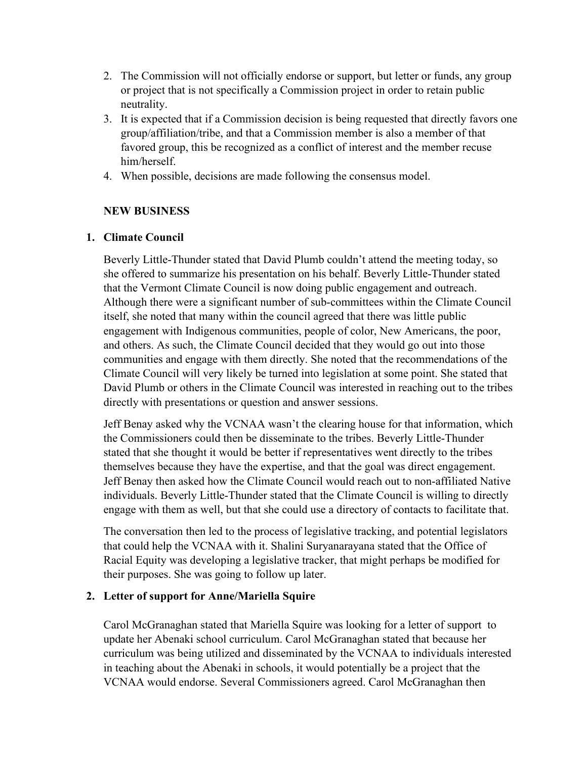2. The Commission will not officially endorse or support, but letter or funds, any group or project that is not specifically a Commission project in order to retain public neutrality.
3. It is expected that if a Commission decision is being requested that directly favors one group/affiliation/tribe, and that a Commission member is also a member of that favored group, this be recognized as a conflict of interest and the member recuse him/herself.
4. When possible, decisions are made following the consensus model.

## NEW BUSINESS

### 1. Climate Council

Beverly Little-Thunder stated that David Plumb couldn't attend the meeting today, so she offered to summarize his presentation on his behalf. Beverly Little-Thunder stated that the Vermont Climate Council is now doing public engagement and outreach. Although there were a significant number of sub-committees within the Climate Council itself, she noted that many within the council agreed that there was little public engagement with Indigenous communities, people of color, New Americans, the poor, and others. As such, the Climate Council decided that they would go out into those communities and engage with them directly. She noted that the recommendations of the Climate Council will very likely be turned into legislation at some point. She stated that David Plumb or others in the Climate Council was interested in reaching out to the tribes directly with presentations or question and answer sessions.

Jeff Benay asked why the VCNAA wasn't the clearing house for that information, which the Commissioners could then be disseminate to the tribes. Beverly Little-Thunder stated that she thought it would be better if representatives went directly to the tribes themselves because they have the expertise, and that the goal was direct engagement. Jeff Benay then asked how the Climate Council would reach out to non-affiliated Native individuals. Beverly Little-Thunder stated that the Climate Council is willing to directly engage with them as well, but that she could use a directory of contacts to facilitate that.

The conversation then led to the process of legislative tracking, and potential legislators that could help the VCNAA with it. Shalini Suryanarayana stated that the Office of Racial Equity was developing a legislative tracker, that might perhaps be modified for their purposes. She was going to follow up later.

### 2. Letter of support for Anne/Mariella Squire

Carol McGranaghan stated that Mariella Squire was looking for a letter of support to update her Abenaki school curriculum. Carol McGranaghan stated that because her curriculum was being utilized and disseminated by the VCNAA to individuals interested in teaching about the Abenaki in schools, it would potentially be a project that the VCNAA would endorse. Several Commissioners agreed. Carol McGranaghan then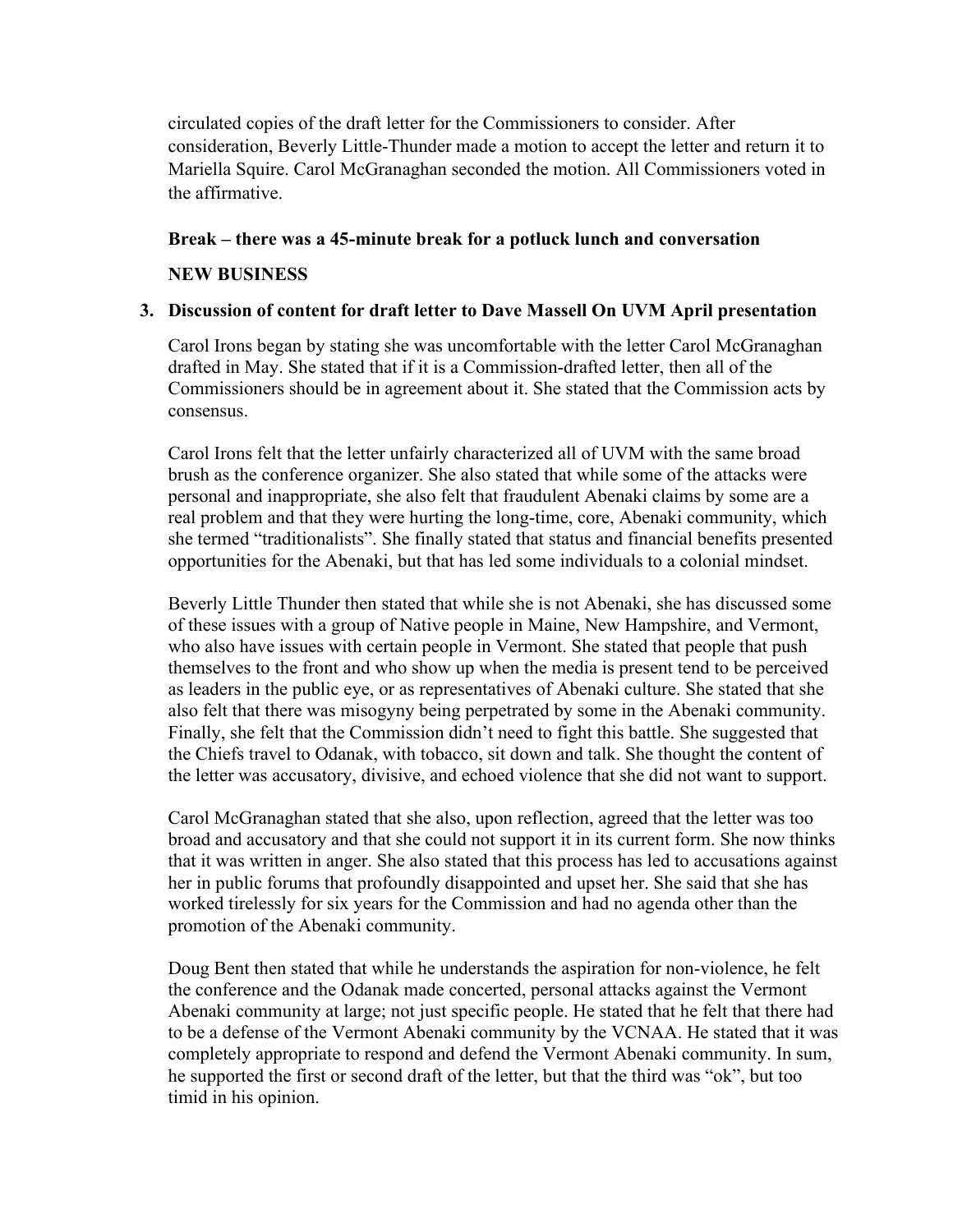circulated copies of the draft letter for the Commissioners to consider. After consideration, Beverly Little-Thunder made a motion to accept the letter and return it to Mariella Squire. Carol McGranaghan seconded the motion. All Commissioners voted in the affirmative.

**Break – there was a 45-minute break for a potluck lunch and conversation**

**NEW BUSINESS**

**3. Discussion of content for draft letter to Dave Massell On UVM April presentation**

Carol Irons began by stating she was uncomfortable with the letter Carol McGranaghan drafted in May. She stated that if it is a Commission-drafted letter, then all of the Commissioners should be in agreement about it. She stated that the Commission acts by consensus.

Carol Irons felt that the letter unfairly characterized all of UVM with the same broad brush as the conference organizer. She also stated that while some of the attacks were personal and inappropriate, she also felt that fraudulent Abenaki claims by some are a real problem and that they were hurting the long-time, core, Abenaki community, which she termed "traditionalists". She finally stated that status and financial benefits presented opportunities for the Abenaki, but that has led some individuals to a colonial mindset.

Beverly Little Thunder then stated that while she is not Abenaki, she has discussed some of these issues with a group of Native people in Maine, New Hampshire, and Vermont, who also have issues with certain people in Vermont. She stated that people that push themselves to the front and who show up when the media is present tend to be perceived as leaders in the public eye, or as representatives of Abenaki culture. She stated that she also felt that there was misogyny being perpetrated by some in the Abenaki community. Finally, she felt that the Commission didn't need to fight this battle. She suggested that the Chiefs travel to Odanak, with tobacco, sit down and talk. She thought the content of the letter was accusatory, divisive, and echoed violence that she did not want to support.

Carol McGranaghan stated that she also, upon reflection, agreed that the letter was too broad and accusatory and that she could not support it in its current form. She now thinks that it was written in anger. She also stated that this process has led to accusations against her in public forums that profoundly disappointed and upset her. She said that she has worked tirelessly for six years for the Commission and had no agenda other than the promotion of the Abenaki community.

Doug Bent then stated that while he understands the aspiration for non-violence, he felt the conference and the Odanak made concerted, personal attacks against the Vermont Abenaki community at large; not just specific people. He stated that he felt that there had to be a defense of the Vermont Abenaki community by the VCNAA. He stated that it was completely appropriate to respond and defend the Vermont Abenaki community. In sum, he supported the first or second draft of the letter, but that the third was "ok", but too timid in his opinion.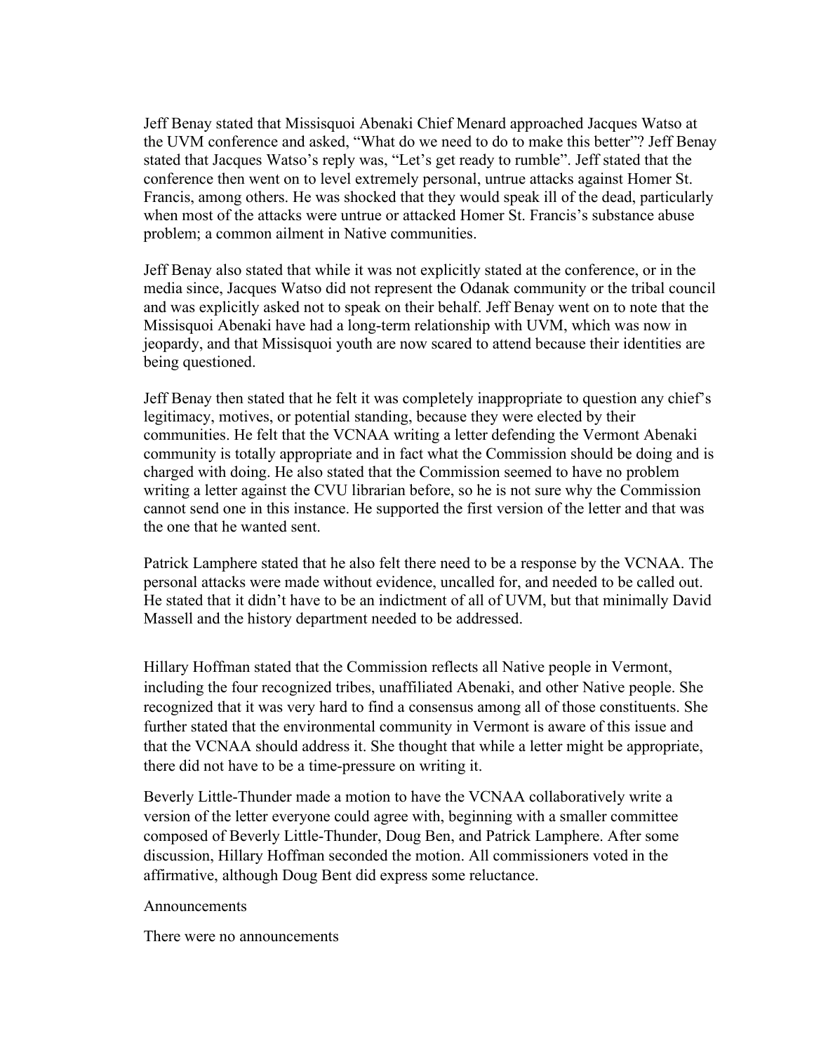Jeff Benay stated that Missisquoi Abenaki Chief Menard approached Jacques Watso at the UVM conference and asked, "What do we need to do to make this better"? Jeff Benay stated that Jacques Watso's reply was, "Let's get ready to rumble". Jeff stated that the conference then went on to level extremely personal, untrue attacks against Homer St. Francis, among others. He was shocked that they would speak ill of the dead, particularly when most of the attacks were untrue or attacked Homer St. Francis's substance abuse problem; a common ailment in Native communities.

Jeff Benay also stated that while it was not explicitly stated at the conference, or in the media since, Jacques Watso did not represent the Odanak community or the tribal council and was explicitly asked not to speak on their behalf. Jeff Benay went on to note that the Missisquoi Abenaki have had a long-term relationship with UVM, which was now in jeopardy, and that Missisquoi youth are now scared to attend because their identities are being questioned.

Jeff Benay then stated that he felt it was completely inappropriate to question any chief's legitimacy, motives, or potential standing, because they were elected by their communities. He felt that the VCNAA writing a letter defending the Vermont Abenaki community is totally appropriate and in fact what the Commission should be doing and is charged with doing. He also stated that the Commission seemed to have no problem writing a letter against the CVU librarian before, so he is not sure why the Commission cannot send one in this instance. He supported the first version of the letter and that was the one that he wanted sent.

Patrick Lamphere stated that he also felt there need to be a response by the VCNAA. The personal attacks were made without evidence, uncalled for, and needed to be called out. He stated that it didn't have to be an indictment of all of UVM, but that minimally David Massell and the history department needed to be addressed.

Hillary Hoffman stated that the Commission reflects all Native people in Vermont, including the four recognized tribes, unaffiliated Abenaki, and other Native people. She recognized that it was very hard to find a consensus among all of those constituents. She further stated that the environmental community in Vermont is aware of this issue and that the VCNAA should address it. She thought that while a letter might be appropriate, there did not have to be a time-pressure on writing it.

Beverly Little-Thunder made a motion to have the VCNAA collaboratively write a version of the letter everyone could agree with, beginning with a smaller committee composed of Beverly Little-Thunder, Doug Ben, and Patrick Lamphere. After some discussion, Hillary Hoffman seconded the motion. All commissioners voted in the affirmative, although Doug Bent did express some reluctance.

Announcements

There were no announcements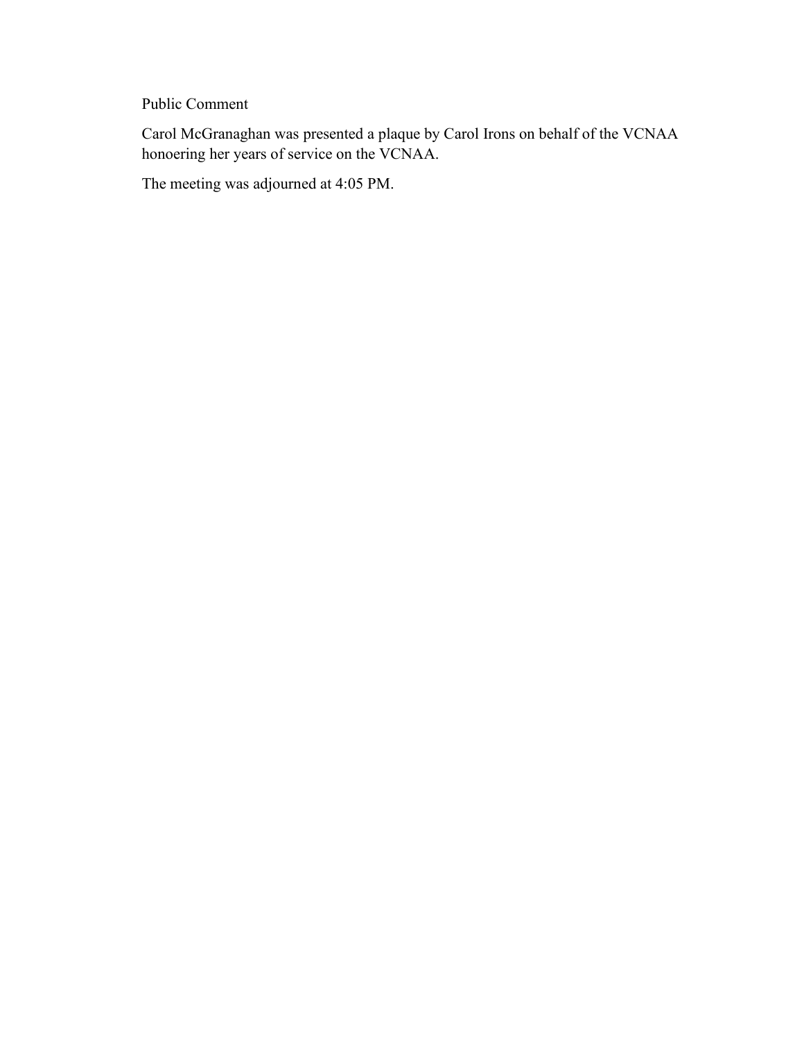Public Comment

Carol McGranaghan was presented a plaque by Carol Irons on behalf of the VCNAA honoering her years of service on the VCNAA.

The meeting was adjourned at 4:05 PM.